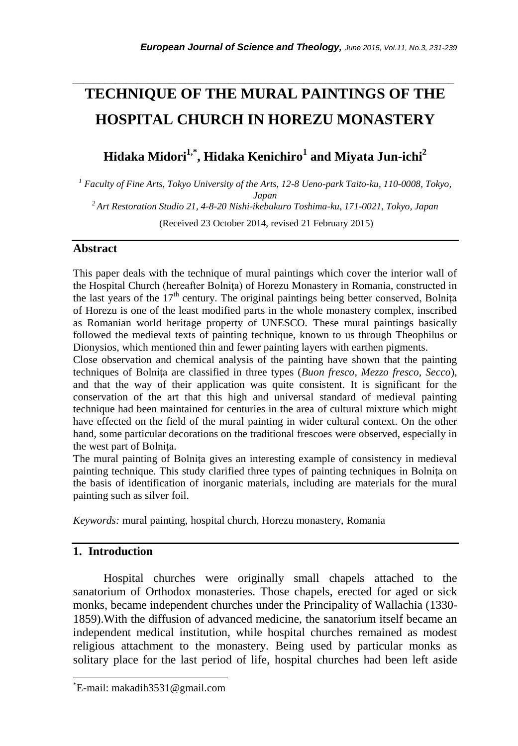# TECHNIQUE OF THE MURAL PAINTINGS OF THE HOSPITAL CHURCH IN HOREZU MONASTERY

**Hidaka Midori[1,*], Hidaka Kenichiro[1] and Miyata Jun-ichi[2]**

*[1] Faculty of Fine Arts, Tokyo University of the Arts, 12-8 Ueno-park Taito-ku, 110-0008, Tokyo, Japan*

*[2] Art Restoration Studio 21, 4-8-20 Nishi-ikebukuro Toshima-ku, 171-0021, Tokyo, Japan*

(Received 23 October 2014, revised 21 February 2015)

## Abstract

This paper deals with the technique of mural paintings which cover the interior wall of the Hospital Church (hereafter Bolniţa) of Horezu Monastery in Romania, constructed in the last years of the 17th century. The original paintings being better conserved, Bolniţa of Horezu is one of the least modified parts in the whole monastery complex, inscribed as Romanian world heritage property of UNESCO. These mural paintings basically followed the medieval texts of painting technique, known to us through Theophilus or Dionysios, which mentioned thin and fewer painting layers with earthen pigments.

Close observation and chemical analysis of the painting have shown that the painting techniques of Bolniţa are classified in three types (*Buon fresco*, *Mezzo fresco*, *Secco*), and that the way of their application was quite consistent. It is significant for the conservation of the art that this high and universal standard of medieval painting technique had been maintained for centuries in the area of cultural mixture which might have effected on the field of the mural painting in wider cultural context. On the other hand, some particular decorations on the traditional frescoes were observed, especially in the west part of Bolniţa.

The mural painting of Bolniţa gives an interesting example of consistency in medieval painting technique. This study clarified three types of painting techniques in Bolniţa on the basis of identification of inorganic materials, including are materials for the mural painting such as silver foil.

*Keywords:* mural painting, hospital church, Horezu monastery, Romania

## 1. Introduction

Hospital churches were originally small chapels attached to the sanatorium of Orthodox monasteries. Those chapels, erected for aged or sick monks, became independent churches under the Principality of Wallachia (1330-1859).With the diffusion of advanced medicine, the sanatorium itself became an independent medical institution, while hospital churches remained as modest religious attachment to the monastery. Being used by particular monks as solitary place for the last period of life, hospital churches had been left aside

---

*E-mail: makadih3531@gmail.com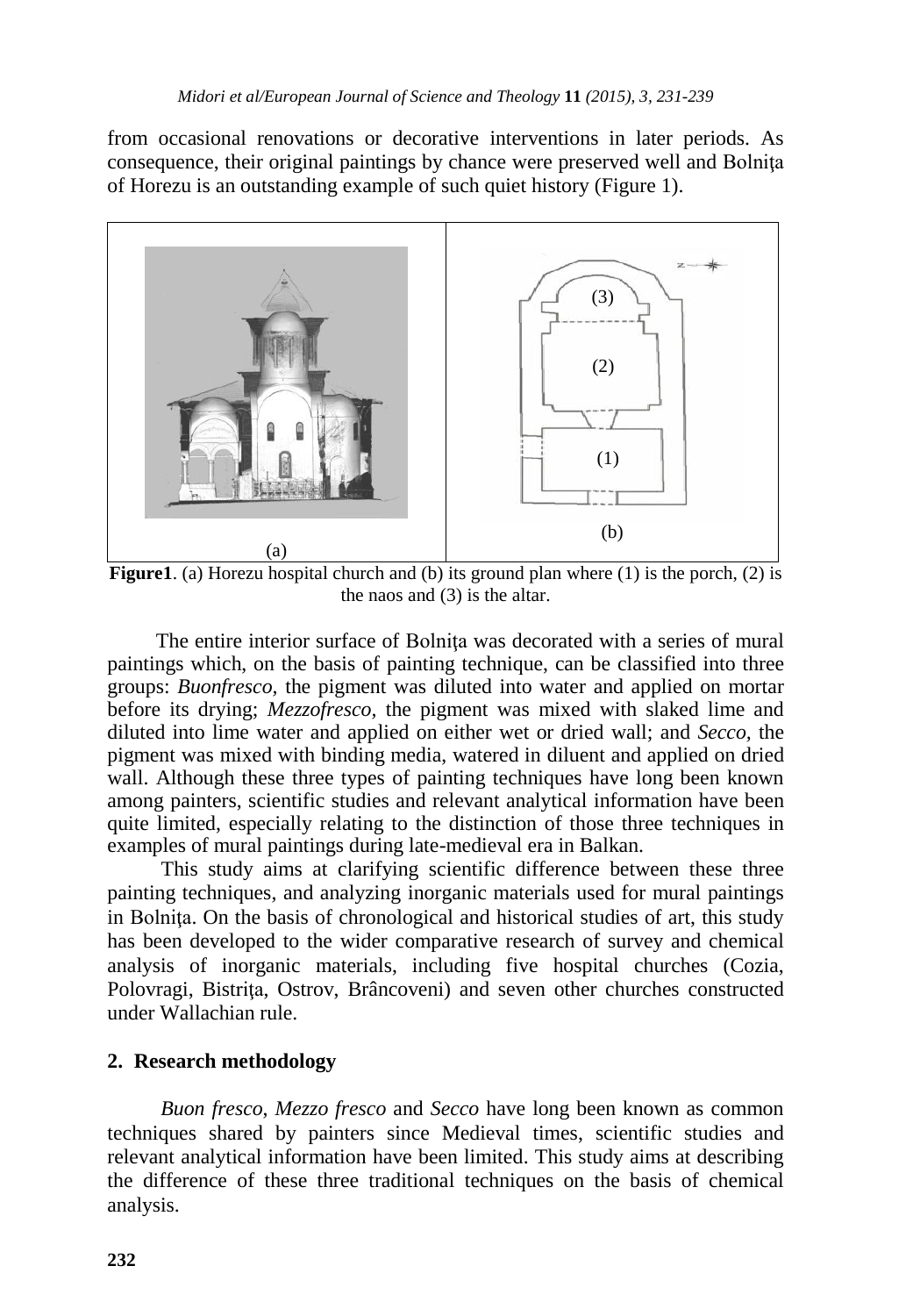from occasional renovations or decorative interventions in later periods. As consequence, their original paintings by chance were preserved well and Bolniţa of Horezu is an outstanding example of such quiet history (Figure 1).

**Figure1**. (a) Horezu hospital church and (b) its ground plan where (1) is the porch, (2) is the naos and (3) is the altar.

The entire interior surface of Bolniţa was decorated with a series of mural paintings which, on the basis of painting technique, can be classified into three groups: *Buonfresco*, the pigment was diluted into water and applied on mortar before its drying; *Mezzofresco*, the pigment was mixed with slaked lime and diluted into lime water and applied on either wet or dried wall; and *Secco*, the pigment was mixed with binding media, watered in diluent and applied on dried wall. Although these three types of painting techniques have long been known among painters, scientific studies and relevant analytical information have been quite limited, especially relating to the distinction of those three techniques in examples of mural paintings during late-medieval era in Balkan.

This study aims at clarifying scientific difference between these three painting techniques, and analyzing inorganic materials used for mural paintings in Bolniţa. On the basis of chronological and historical studies of art, this study has been developed to the wider comparative research of survey and chemical analysis of inorganic materials, including five hospital churches (Cozia, Polovragi, Bistriţa, Ostrov, Brâncoveni) and seven other churches constructed under Wallachian rule.

## 2. Research methodology

*Buon fresco*, *Mezzo fresco* and *Secco* have long been known as common techniques shared by painters since Medieval times, scientific studies and relevant analytical information have been limited. This study aims at describing the difference of these three traditional techniques on the basis of chemical analysis.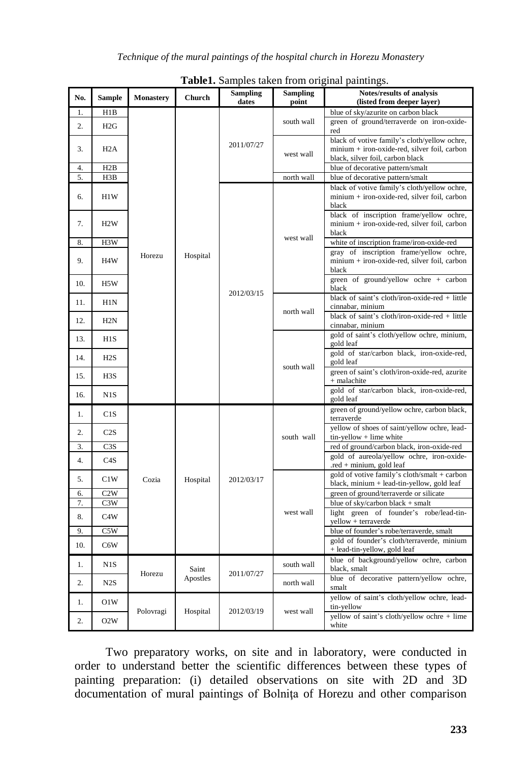**Table1.** Samples taken from original paintings.

| No. | Sample | Monastery | Church | Sampling dates | Sampling point | Notes/results of analysis (listed from deeper layer) |
|---|---|---|---|---|---|---|
| 1. | H1B | Horezu | Hospital | 2011/07/27 | | blue of sky/azurite on carbon black |
| 2. | H2G | | | | south wall | green of ground/terraverde on iron-oxide-red |
| 3. | H2A | | | | west wall | black of votive family's cloth/yellow ochre, minium + iron-oxide-red, silver foil, carbon black, silver foil, carbon black |
| 4. | H2B | | | | | blue of decorative pattern/smalt |
| 5. | H3B | | | | north wall | blue of decorative pattern/smalt |
| 6. | H1W | | | 2012/03/15 | west wall | black of votive family's cloth/yellow ochre, minium + iron-oxide-red, silver foil, carbon black |
| 7. | H2W | | | | | black of inscription frame/yellow ochre, minium + iron-oxide-red, silver foil, carbon black |
| 8. | H3W | | | | | white of inscription frame/iron-oxide-red |
| 9. | H4W | | | | | gray of inscription frame/yellow ochre, minium + iron-oxide-red, silver foil, carbon black |
| 10. | H5W | | | | | green of ground/yellow ochre + carbon black |
| 11. | H1N | | | | north wall | black of saint's cloth/iron-oxide-red + little cinnabar, minium |
| 12. | H2N | | | | | black of saint's cloth/iron-oxide-red + little cinnabar, minium |
| 13. | H1S | | | | south wall | gold of saint's cloth/yellow ochre, minium, gold leaf |
| 14. | H2S | | | | | gold of star/carbon black, iron-oxide-red, gold leaf |
| 15. | H3S | | | | | green of saint's cloth/iron-oxide-red, azurite + malachite |
| 16. | N1S | | | | | gold of star/carbon black, iron-oxide-red, gold leaf |
| 1. | C1S | Cozia | Hospital | 2012/03/17 | south wall | green of ground/yellow ochre, carbon black, terraverde |
| 2. | C2S | | | | | yellow of shoes of saint/yellow ochre, lead-tin-yellow + lime white |
| 3. | C3S | | | | | red of ground/carbon black, iron-oxide-red |
| 4. | C4S | | | | | gold of aureola/yellow ochre, iron-oxide-.red + minium, gold leaf |
| 5. | C1W | | | | west wall | gold of votive family's cloth/smalt + carbon black, minium + lead-tin-yellow, gold leaf |
| 6. | C2W | | | | | green of ground/terraverde or silicate |
| 7. | C3W | | | | | blue of sky/carbon black + smalt |
| 8. | C4W | | | | | light green of founder's robe/lead-tin-yellow + terraverde |
| 9. | C5W | | | | | blue of founder's robe/terraverde, smalt |
| 10. | C6W | | | | | gold of founder's cloth/terraverde, minium + lead-tin-yellow, gold leaf |
| 1. | N1S | Horezu | Saint Apostles | 2011/07/27 | south wall | blue of background/yellow ochre, carbon black, smalt |
| 2. | N2S | | | | north wall | blue of decorative pattern/yellow ochre, smalt |
| 1. | O1W | Polovragi | Hospital | 2012/03/19 | west wall | yellow of saint's cloth/yellow ochre, lead-tin-yellow |
| 2. | O2W | | | | | yellow of saint's cloth/yellow ochre + lime white |

Two preparatory works, on site and in laboratory, were conducted in order to understand better the scientific differences between these types of painting preparation: (i) detailed observations on site with 2D and 3D documentation of mural paintings of Bolniţa of Horezu and other comparison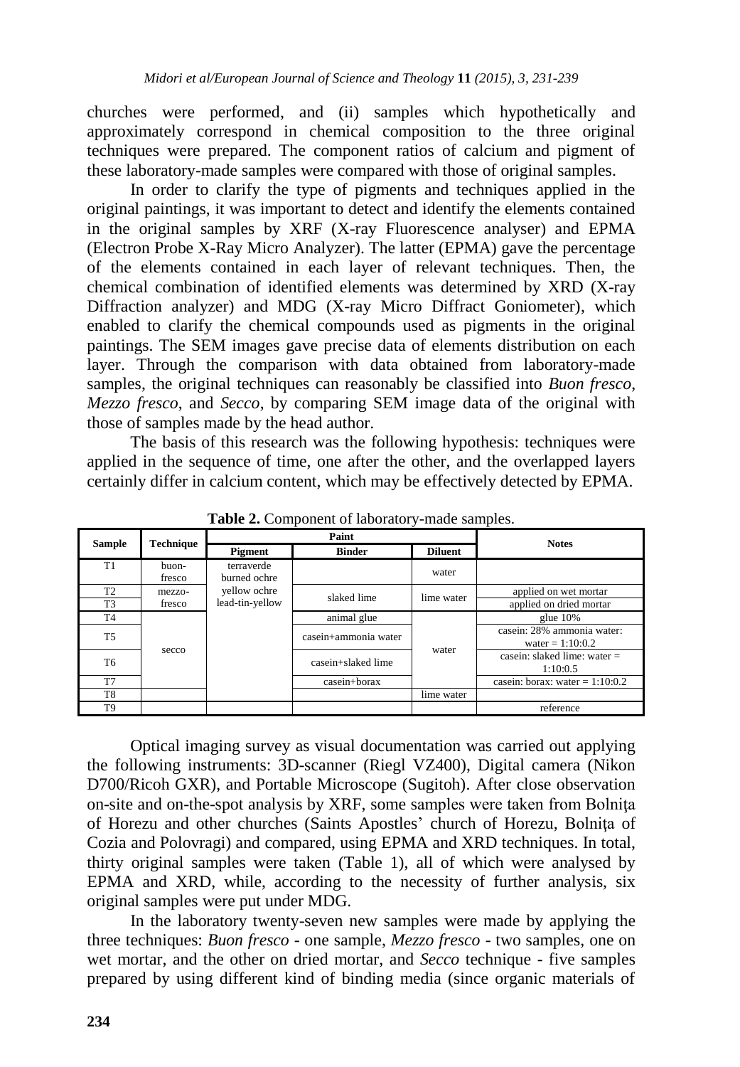churches were performed, and (ii) samples which hypothetically and approximately correspond in chemical composition to the three original techniques were prepared. The component ratios of calcium and pigment of these laboratory-made samples were compared with those of original samples.

In order to clarify the type of pigments and techniques applied in the original paintings, it was important to detect and identify the elements contained in the original samples by XRF (X-ray Fluorescence analyser) and EPMA (Electron Probe X-Ray Micro Analyzer). The latter (EPMA) gave the percentage of the elements contained in each layer of relevant techniques. Then, the chemical combination of identified elements was determined by XRD (X-ray Diffraction analyzer) and MDG (X-ray Micro Diffract Goniometer), which enabled to clarify the chemical compounds used as pigments in the original paintings. The SEM images gave precise data of elements distribution on each layer. Through the comparison with data obtained from laboratory-made samples, the original techniques can reasonably be classified into *Buon fresco*, *Mezzo fresco*, and *Secco*, by comparing SEM image data of the original with those of samples made by the head author.

The basis of this research was the following hypothesis: techniques were applied in the sequence of time, one after the other, and the overlapped layers certainly differ in calcium content, which may be effectively detected by EPMA.

**Table 2.** Component of laboratory-made samples.

| Sample | Technique | Paint | | | Notes |
|---|---|---|---|---|---|
| | | Pigment | Binder | Diluent | |
| T1 | buon-fresco | terraverde burned ochre yellow ochre lead-tin-yellow | | water | |
| T2 | mezzo-fresco | | slaked lime | lime water | applied on wet mortar |
| T3 | | | | | applied on dried mortar |
| T4 | secco | | animal glue | water | glue 10% |
| T5 | | | casein+ammonia water | | casein: 28% ammonia water: water = 1:10:0.2 |
| T6 | | | casein+slaked lime | | casein: slaked lime: water = 1:10:0.5 |
| T7 | | | casein+borax | | casein: borax: water = 1:10:0.2 |
| T8 | | | | lime water | |
| T9 | | | | | reference |

Optical imaging survey as visual documentation was carried out applying the following instruments: 3D-scanner (Riegl VZ400), Digital camera (Nikon D700/Ricoh GXR), and Portable Microscope (Sugitoh). After close observation on-site and on-the-spot analysis by XRF, some samples were taken from Bolniţa of Horezu and other churches (Saints Apostles' church of Horezu, Bolniţa of Cozia and Polovragi) and compared, using EPMA and XRD techniques. In total, thirty original samples were taken (Table 1), all of which were analysed by EPMA and XRD, while, according to the necessity of further analysis, six original samples were put under MDG.

In the laboratory twenty-seven new samples were made by applying the three techniques: *Buon fresco* - one sample, *Mezzo fresco* - two samples, one on wet mortar, and the other on dried mortar, and *Secco* technique - five samples prepared by using different kind of binding media (since organic materials of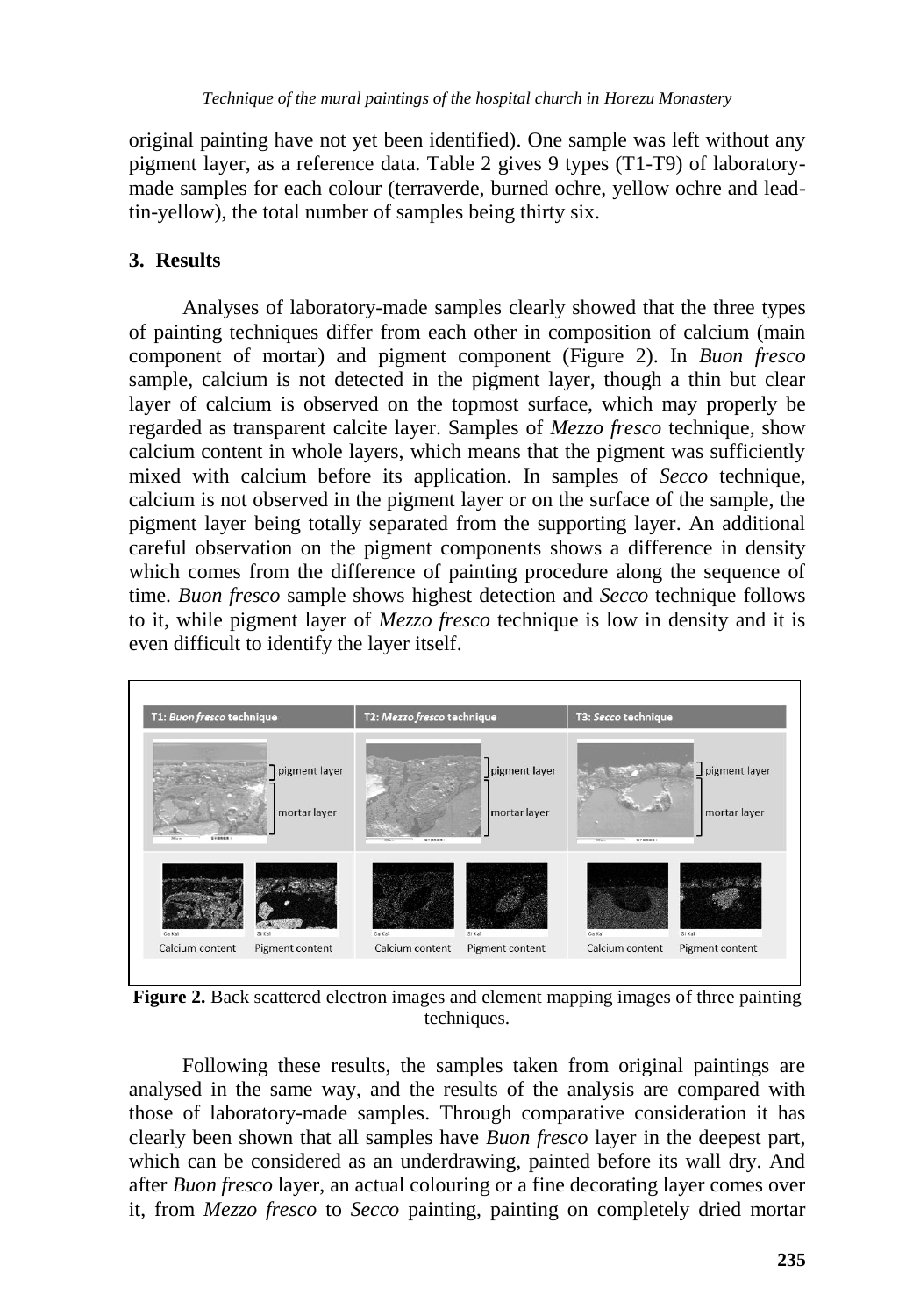original painting have not yet been identified). One sample was left without any pigment layer, as a reference data. Table 2 gives 9 types (T1-T9) of laboratory-made samples for each colour (terraverde, burned ochre, yellow ochre and lead-tin-yellow), the total number of samples being thirty six.

## 3. Results

Analyses of laboratory-made samples clearly showed that the three types of painting techniques differ from each other in composition of calcium (main component of mortar) and pigment component (Figure 2). In *Buon fresco* sample, calcium is not detected in the pigment layer, though a thin but clear layer of calcium is observed on the topmost surface, which may properly be regarded as transparent calcite layer. Samples of *Mezzo fresco* technique, show calcium content in whole layers, which means that the pigment was sufficiently mixed with calcium before its application. In samples of *Secco* technique, calcium is not observed in the pigment layer or on the surface of the sample, the pigment layer being totally separated from the supporting layer. An additional careful observation on the pigment components shows a difference in density which comes from the difference of painting procedure along the sequence of time. *Buon fresco* sample shows highest detection and *Secco* technique follows to it, while pigment layer of *Mezzo fresco* technique is low in density and it is even difficult to identify the layer itself.

**Figure 2.** Back scattered electron images and element mapping images of three painting techniques.

Following these results, the samples taken from original paintings are analysed in the same way, and the results of the analysis are compared with those of laboratory-made samples. Through comparative consideration it has clearly been shown that all samples have *Buon fresco* layer in the deepest part, which can be considered as an underdrawing, painted before its wall dry. And after *Buon fresco* layer, an actual colouring or a fine decorating layer comes over it, from *Mezzo fresco* to *Secco* painting, painting on completely dried mortar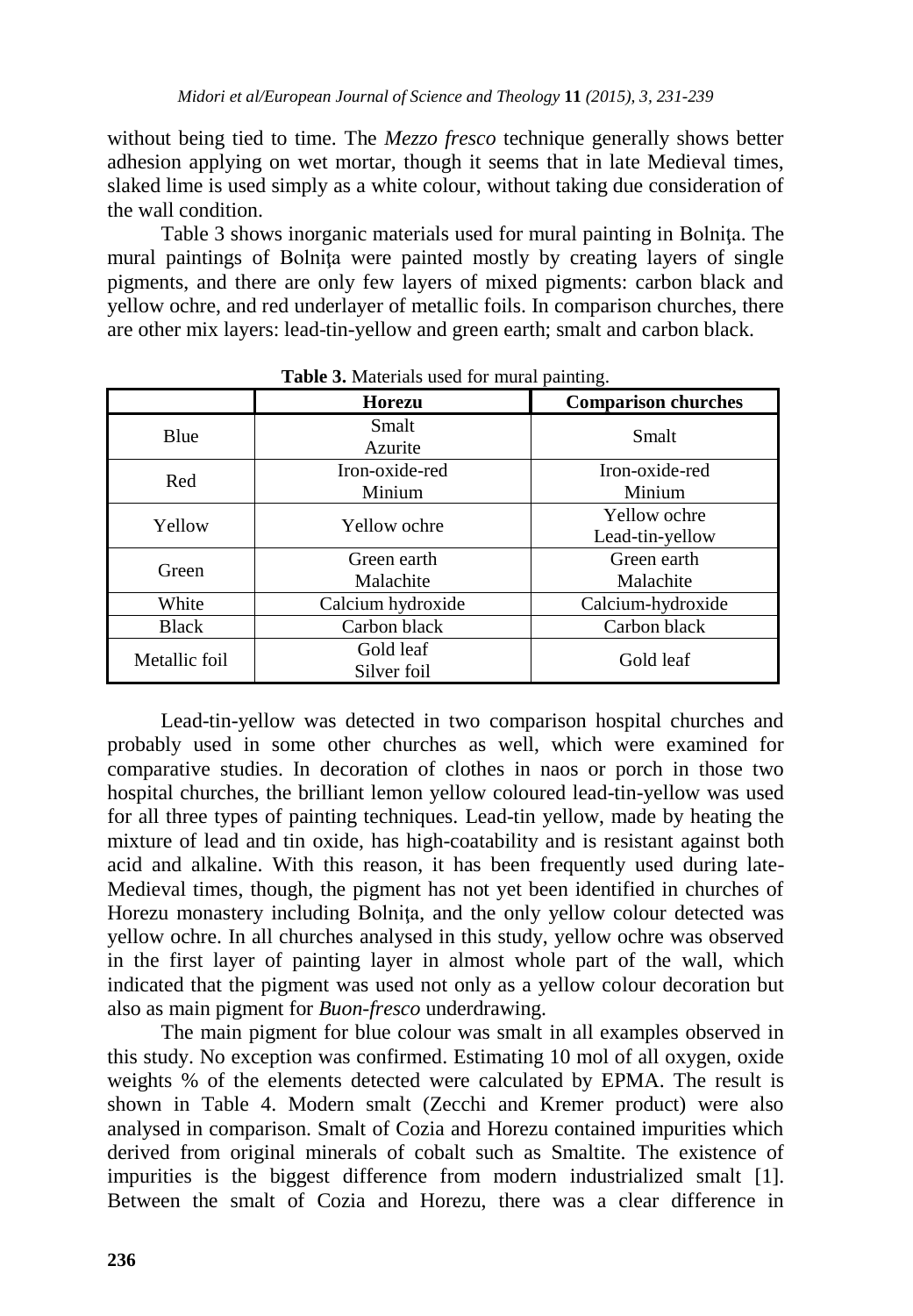without being tied to time. The *Mezzo fresco* technique generally shows better adhesion applying on wet mortar, though it seems that in late Medieval times, slaked lime is used simply as a white colour, without taking due consideration of the wall condition.

Table 3 shows inorganic materials used for mural painting in Bolniţa. The mural paintings of Bolniţa were painted mostly by creating layers of single pigments, and there are only few layers of mixed pigments: carbon black and yellow ochre, and red underlayer of metallic foils. In comparison churches, there are other mix layers: lead-tin-yellow and green earth; smalt and carbon black.

**Table 3.** Materials used for mural painting.

| | **Horezu** | **Comparison churches** |
|---|---|---|
| Blue | Smalt<br>Azurite | Smalt |
| Red | Iron-oxide-red<br>Minium | Iron-oxide-red<br>Minium |
| Yellow | Yellow ochre | Yellow ochre<br>Lead-tin-yellow |
| Green | Green earth<br>Malachite | Green earth<br>Malachite |
| White | Calcium hydroxide | Calcium-hydroxide |
| Black | Carbon black | Carbon black |
| Metallic foil | Gold leaf<br>Silver foil | Gold leaf |

Lead-tin-yellow was detected in two comparison hospital churches and probably used in some other churches as well, which were examined for comparative studies. In decoration of clothes in naos or porch in those two hospital churches, the brilliant lemon yellow coloured lead-tin-yellow was used for all three types of painting techniques. Lead-tin yellow, made by heating the mixture of lead and tin oxide, has high-coatability and is resistant against both acid and alkaline. With this reason, it has been frequently used during late-Medieval times, though, the pigment has not yet been identified in churches of Horezu monastery including Bolniţa, and the only yellow colour detected was yellow ochre. In all churches analysed in this study, yellow ochre was observed in the first layer of painting layer in almost whole part of the wall, which indicated that the pigment was used not only as a yellow colour decoration but also as main pigment for *Buon-fresco* underdrawing.

The main pigment for blue colour was smalt in all examples observed in this study. No exception was confirmed. Estimating 10 mol of all oxygen, oxide weights % of the elements detected were calculated by EPMA. The result is shown in Table 4. Modern smalt (Zecchi and Kremer product) were also analysed in comparison. Smalt of Cozia and Horezu contained impurities which derived from original minerals of cobalt such as Smaltite. The existence of impurities is the biggest difference from modern industrialized smalt [1]. Between the smalt of Cozia and Horezu, there was a clear difference in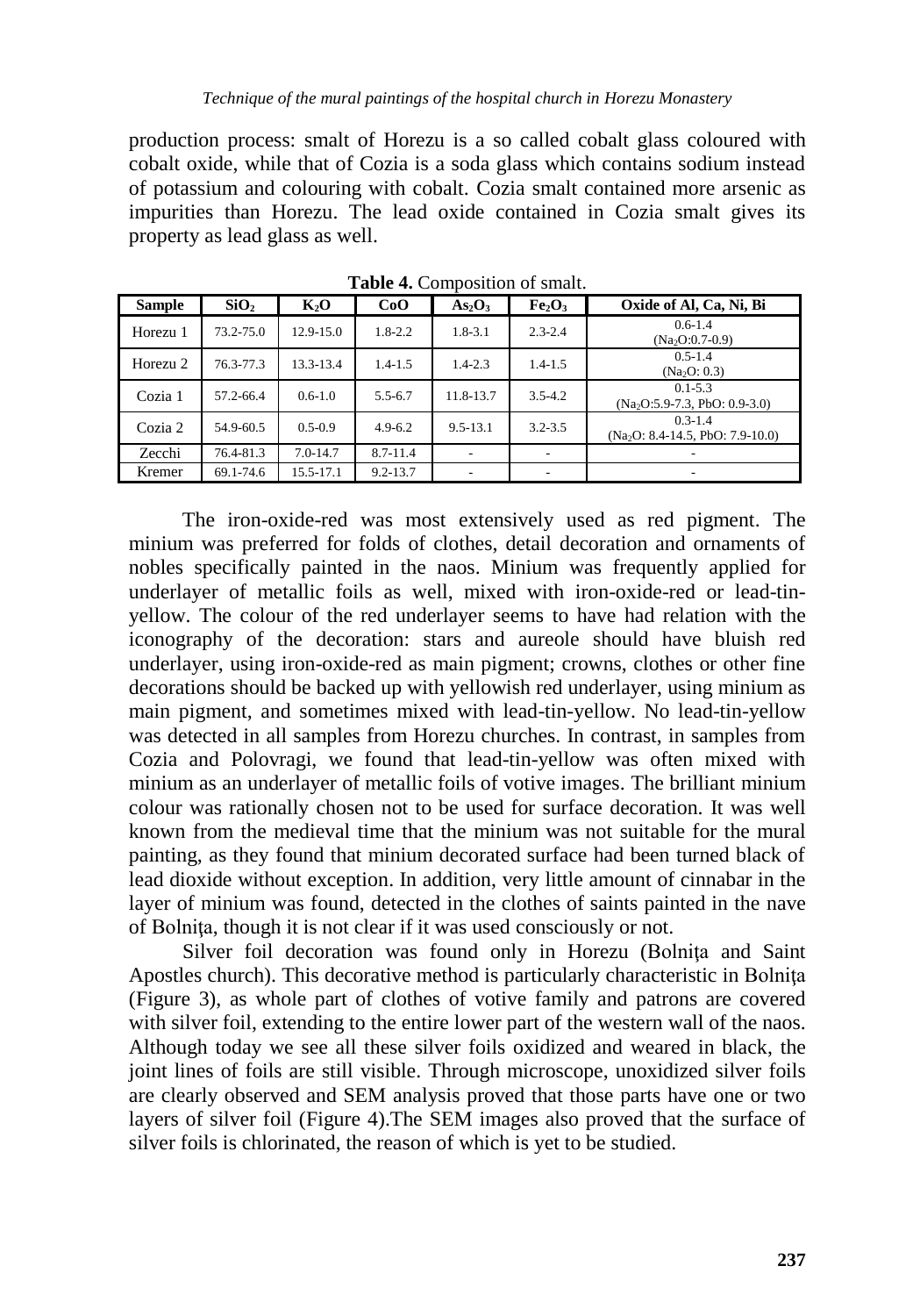production process: smalt of Horezu is a so called cobalt glass coloured with cobalt oxide, while that of Cozia is a soda glass which contains sodium instead of potassium and colouring with cobalt. Cozia smalt contained more arsenic as impurities than Horezu. The lead oxide contained in Cozia smalt gives its property as lead glass as well.

**Table 4.** Composition of smalt.

| Sample | $SiO_2$ | $K_2O$ | CoO | $As_2O_3$ | $Fe_2O_3$ | Oxide of Al, Ca, Ni, Bi |
|---|---|---|---|---|---|---|
| Horezu 1 | 73.2-75.0 | 12.9-15.0 | 1.8-2.2 | 1.8-3.1 | 2.3-2.4 | 0.6-1.4 ($Na_2O$:0.7-0.9) |
| Horezu 2 | 76.3-77.3 | 13.3-13.4 | 1.4-1.5 | 1.4-2.3 | 1.4-1.5 | 0.5-1.4 ($Na_2O$: 0.3) |
| Cozia 1 | 57.2-66.4 | 0.6-1.0 | 5.5-6.7 | 11.8-13.7 | 3.5-4.2 | 0.1-5.3 ($Na_2O$:5.9-7.3, PbO: 0.9-3.0) |
| Cozia 2 | 54.9-60.5 | 0.5-0.9 | 4.9-6.2 | 9.5-13.1 | 3.2-3.5 | 0.3-1.4 ($Na_2O$: 8.4-14.5, PbO: 7.9-10.0) |
| Zecchi | 76.4-81.3 | 7.0-14.7 | 8.7-11.4 | - | - | - |
| Kremer | 69.1-74.6 | 15.5-17.1 | 9.2-13.7 | - | - | - |

The iron-oxide-red was most extensively used as red pigment. The minium was preferred for folds of clothes, detail decoration and ornaments of nobles specifically painted in the naos. Minium was frequently applied for underlayer of metallic foils as well, mixed with iron-oxide-red or lead-tin-yellow. The colour of the red underlayer seems to have had relation with the iconography of the decoration: stars and aureole should have bluish red underlayer, using iron-oxide-red as main pigment; crowns, clothes or other fine decorations should be backed up with yellowish red underlayer, using minium as main pigment, and sometimes mixed with lead-tin-yellow. No lead-tin-yellow was detected in all samples from Horezu churches. In contrast, in samples from Cozia and Polovragi, we found that lead-tin-yellow was often mixed with minium as an underlayer of metallic foils of votive images. The brilliant minium colour was rationally chosen not to be used for surface decoration. It was well known from the medieval time that the minium was not suitable for the mural painting, as they found that minium decorated surface had been turned black of lead dioxide without exception. In addition, very little amount of cinnabar in the layer of minium was found, detected in the clothes of saints painted in the nave of Bolniţa, though it is not clear if it was used consciously or not.

Silver foil decoration was found only in Horezu (Bolniţa and Saint Apostles church). This decorative method is particularly characteristic in Bolniţa (Figure 3), as whole part of clothes of votive family and patrons are covered with silver foil, extending to the entire lower part of the western wall of the naos. Although today we see all these silver foils oxidized and weared in black, the joint lines of foils are still visible. Through microscope, unoxidized silver foils are clearly observed and SEM analysis proved that those parts have one or two layers of silver foil (Figure 4).The SEM images also proved that the surface of silver foils is chlorinated, the reason of which is yet to be studied.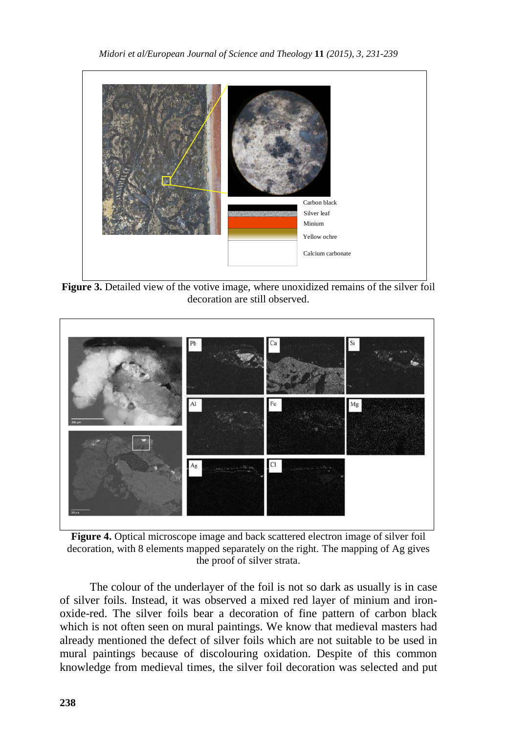Carbon black

Silver leaf

Minium

Yellow ochre

Calcium carbonate

**Figure 3.** Detailed view of the votive image, where unoxidized remains of the silver foil decoration are still observed.

**Figure 4.** Optical microscope image and back scattered electron image of silver foil decoration, with 8 elements mapped separately on the right. The mapping of Ag gives the proof of silver strata.

The colour of the underlayer of the foil is not so dark as usually is in case of silver foils. Instead, it was observed a mixed red layer of minium and iron-oxide-red. The silver foils bear a decoration of fine pattern of carbon black which is not often seen on mural paintings. We know that medieval masters had already mentioned the defect of silver foils which are not suitable to be used in mural paintings because of discolouring oxidation. Despite of this common knowledge from medieval times, the silver foil decoration was selected and put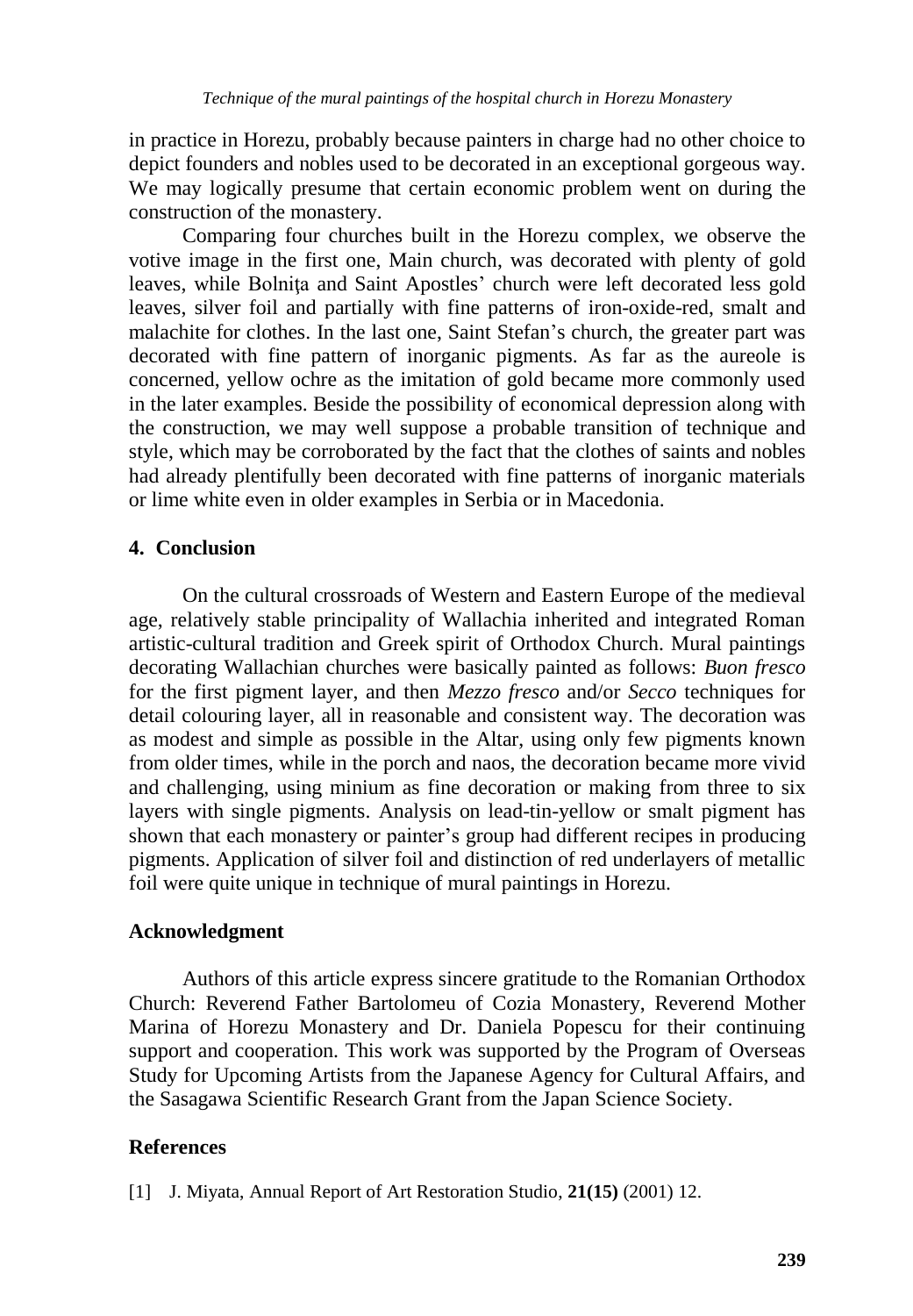in practice in Horezu, probably because painters in charge had no other choice to depict founders and nobles used to be decorated in an exceptional gorgeous way. We may logically presume that certain economic problem went on during the construction of the monastery.

Comparing four churches built in the Horezu complex, we observe the votive image in the first one, Main church, was decorated with plenty of gold leaves, while Bolniţa and Saint Apostles' church were left decorated less gold leaves, silver foil and partially with fine patterns of iron-oxide-red, smalt and malachite for clothes. In the last one, Saint Stefan's church, the greater part was decorated with fine pattern of inorganic pigments. As far as the aureole is concerned, yellow ochre as the imitation of gold became more commonly used in the later examples. Beside the possibility of economical depression along with the construction, we may well suppose a probable transition of technique and style, which may be corroborated by the fact that the clothes of saints and nobles had already plentifully been decorated with fine patterns of inorganic materials or lime white even in older examples in Serbia or in Macedonia.

## 4. Conclusion

On the cultural crossroads of Western and Eastern Europe of the medieval age, relatively stable principality of Wallachia inherited and integrated Roman artistic-cultural tradition and Greek spirit of Orthodox Church. Mural paintings decorating Wallachian churches were basically painted as follows: *Buon fresco* for the first pigment layer, and then *Mezzo fresco* and/or *Secco* techniques for detail colouring layer, all in reasonable and consistent way. The decoration was as modest and simple as possible in the Altar, using only few pigments known from older times, while in the porch and naos, the decoration became more vivid and challenging, using minium as fine decoration or making from three to six layers with single pigments. Analysis on lead-tin-yellow or smalt pigment has shown that each monastery or painter's group had different recipes in producing pigments. Application of silver foil and distinction of red underlayers of metallic foil were quite unique in technique of mural paintings in Horezu.

## Acknowledgment

Authors of this article express sincere gratitude to the Romanian Orthodox Church: Reverend Father Bartolomeu of Cozia Monastery, Reverend Mother Marina of Horezu Monastery and Dr. Daniela Popescu for their continuing support and cooperation. This work was supported by the Program of Overseas Study for Upcoming Artists from the Japanese Agency for Cultural Affairs, and the Sasagawa Scientific Research Grant from the Japan Science Society.

## References

[1] J. Miyata, Annual Report of Art Restoration Studio, **21(15)** (2001) 12.